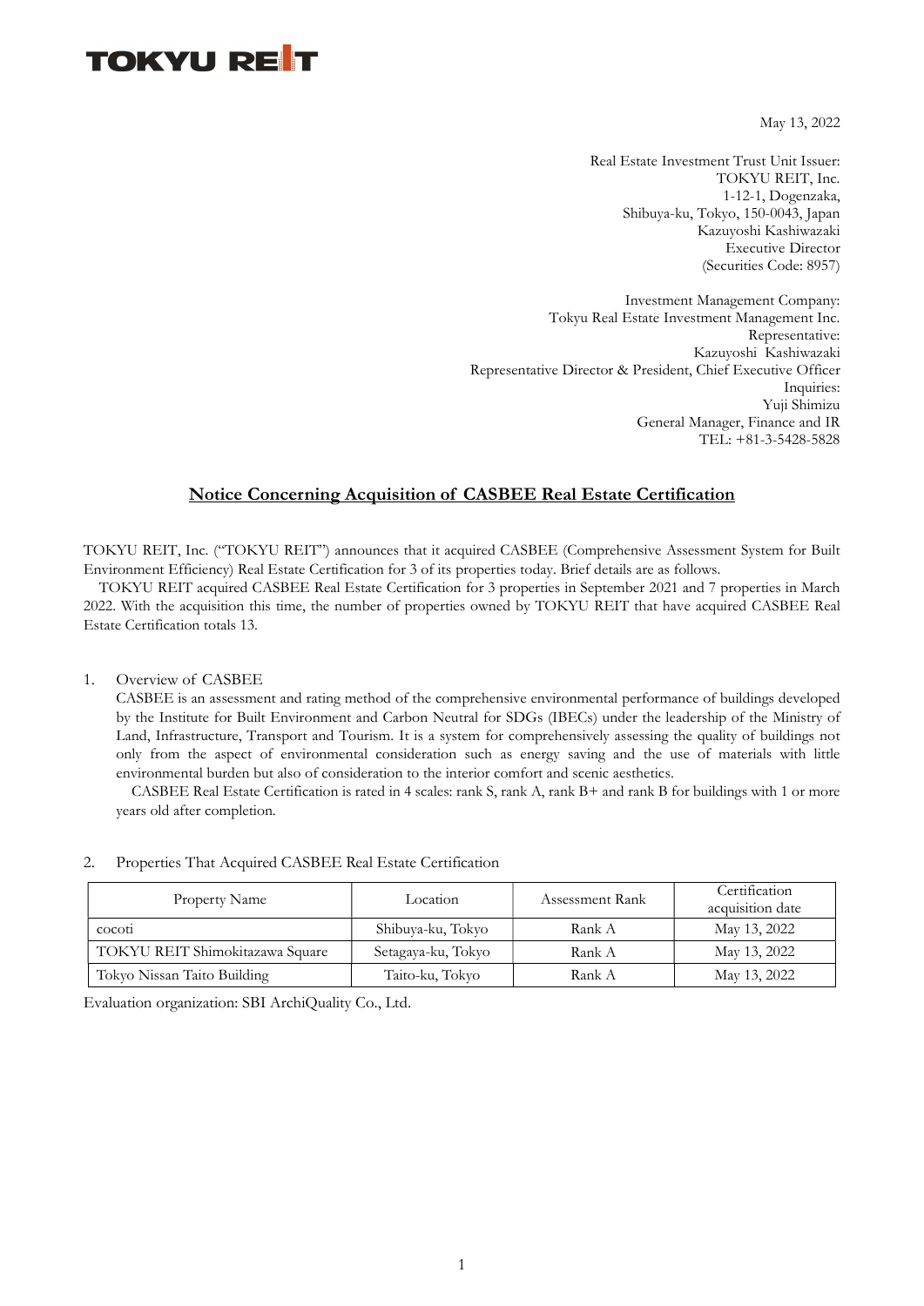TOKYU REIT

May 13, 2022

Real Estate Investment Trust Unit Issuer:
TOKYU REIT, Inc.
1-12-1, Dogenzaka,
Shibuya-ku, Tokyo, 150-0043, Japan
Kazuyoshi Kashiwazaki
Executive Director
(Securities Code: 8957)

Investment Management Company:
Tokyu Real Estate Investment Management Inc.
Representative:
Kazuyoshi Kashiwazaki
Representative Director & President, Chief Executive Officer
Inquiries:
Yuji Shimizu
General Manager, Finance and IR
TEL: +81-3-5428-5828

# Notice Concerning Acquisition of CASBEE Real Estate Certification

TOKYU REIT, Inc. ("TOKYU REIT") announces that it acquired CASBEE (Comprehensive Assessment System for Built Environment Efficiency) Real Estate Certification for 3 of its properties today. Brief details are as follows.

TOKYU REIT acquired CASBEE Real Estate Certification for 3 properties in September 2021 and 7 properties in March 2022. With the acquisition this time, the number of properties owned by TOKYU REIT that have acquired CASBEE Real Estate Certification totals 13.

1. Overview of CASBEE

CASBEE is an assessment and rating method of the comprehensive environmental performance of buildings developed by the Institute for Built Environment and Carbon Neutral for SDGs (IBECs) under the leadership of the Ministry of Land, Infrastructure, Transport and Tourism. It is a system for comprehensively assessing the quality of buildings not only from the aspect of environmental consideration such as energy saving and the use of materials with little environmental burden but also of consideration to the interior comfort and scenic aesthetics.

CASBEE Real Estate Certification is rated in 4 scales: rank S, rank A, rank B+ and rank B for buildings with 1 or more years old after completion.

2. Properties That Acquired CASBEE Real Estate Certification

| Property Name | Location | Assessment Rank | Certification acquisition date |
|---|---|---|---|
| cocoti | Shibuya-ku, Tokyo | Rank A | May 13, 2022 |
| TOKYU REIT Shimokitazawa Square | Setagaya-ku, Tokyo | Rank A | May 13, 2022 |
| Tokyo Nissan Taito Building | Taito-ku, Tokyo | Rank A | May 13, 2022 |

Evaluation organization: SBI ArchiQuality Co., Ltd.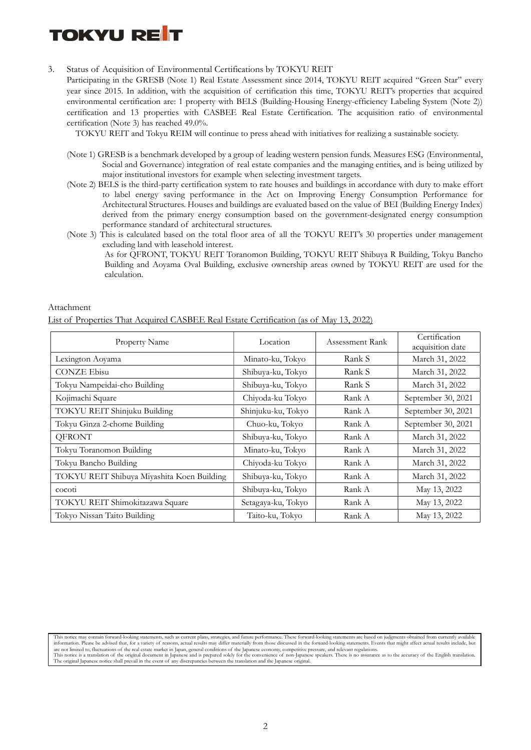3. Status of Acquisition of Environmental Certifications by TOKYU REIT

Participating in the GRESB (Note 1) Real Estate Assessment since 2014, TOKYU REIT acquired "Green Star" every year since 2015. In addition, with the acquisition of certification this time, TOKYU REIT's properties that acquired environmental certification are: 1 property with BELS (Building-Housing Energy-efficiency Labeling System (Note 2)) certification and 13 properties with CASBEE Real Estate Certification. The acquisition ratio of environmental certification (Note 3) has reached 49.0%.

TOKYU REIT and Tokyu REIM will continue to press ahead with initiatives for realizing a sustainable society.

(Note 1) GRESB is a benchmark developed by a group of leading western pension funds. Measures ESG (Environmental, Social and Governance) integration of real estate companies and the managing entities, and is being utilized by major institutional investors for example when selecting investment targets.

(Note 2) BELS is the third-party certification system to rate houses and buildings in accordance with duty to make effort to label energy saving performance in the Act on Improving Energy Consumption Performance for Architectural Structures. Houses and buildings are evaluated based on the value of BEI (Building Energy Index) derived from the primary energy consumption based on the government-designated energy consumption performance standard of architectural structures.

(Note 3) This is calculated based on the total floor area of all the TOKYU REIT's 30 properties under management excluding land with leasehold interest.
As for QFRONT, TOKYU REIT Toranomon Building, TOKYU REIT Shibuya R Building, Tokyu Bancho Building and Aoyama Oval Building, exclusive ownership areas owned by TOKYU REIT are used for the calculation.

Attachment

List of Properties That Acquired CASBEE Real Estate Certification (as of May 13, 2022)

| Property Name | Location | Assessment Rank | Certification acquisition date |
|---|---|---|---|
| Lexington Aoyama | Minato-ku, Tokyo | Rank S | March 31, 2022 |
| CONZE Ebisu | Shibuya-ku, Tokyo | Rank S | March 31, 2022 |
| Tokyu Nampeidai-cho Building | Shibuya-ku, Tokyo | Rank S | March 31, 2022 |
| Kojimachi Square | Chiyoda-ku Tokyo | Rank A | September 30, 2021 |
| TOKYU REIT Shinjuku Building | Shinjuku-ku, Tokyo | Rank A | September 30, 2021 |
| Tokyu Ginza 2-chome Building | Chuo-ku, Tokyo | Rank A | September 30, 2021 |
| QFRONT | Shibuya-ku, Tokyo | Rank A | March 31, 2022 |
| Tokyu Toranomon Building | Minato-ku, Tokyo | Rank A | March 31, 2022 |
| Tokyu Bancho Building | Chiyoda-ku Tokyo | Rank A | March 31, 2022 |
| TOKYU REIT Shibuya Miyashita Koen Building | Shibuya-ku, Tokyo | Rank A | March 31, 2022 |
| cocoti | Shibuya-ku, Tokyo | Rank A | May 13, 2022 |
| TOKYU REIT Shimokitazawa Square | Setagaya-ku, Tokyo | Rank A | May 13, 2022 |
| Tokyo Nissan Taito Building | Taito-ku, Tokyo | Rank A | May 13, 2022 |

This notice may contain forward-looking statements, such as current plans, strategies, and future performance. These forward-looking statements are based on judgments obtained from currently available information. Please be advised that, for a variety of reasons, actual results may differ materially from those discussed in the forward-looking statements. Events that might affect actual results include, but are not limited to, fluctuations of the real estate market in Japan, general conditions of the Japanese economy, competitive pressure, and relevant regulations.
This notice is a translation of the original document in Japanese and is prepared solely for the convenience of non-Japanese speakers. There is no assurance as to the accuracy of the English translation. The original Japanese notice shall prevail in the event of any discrepancies between the translation and the Japanese original.